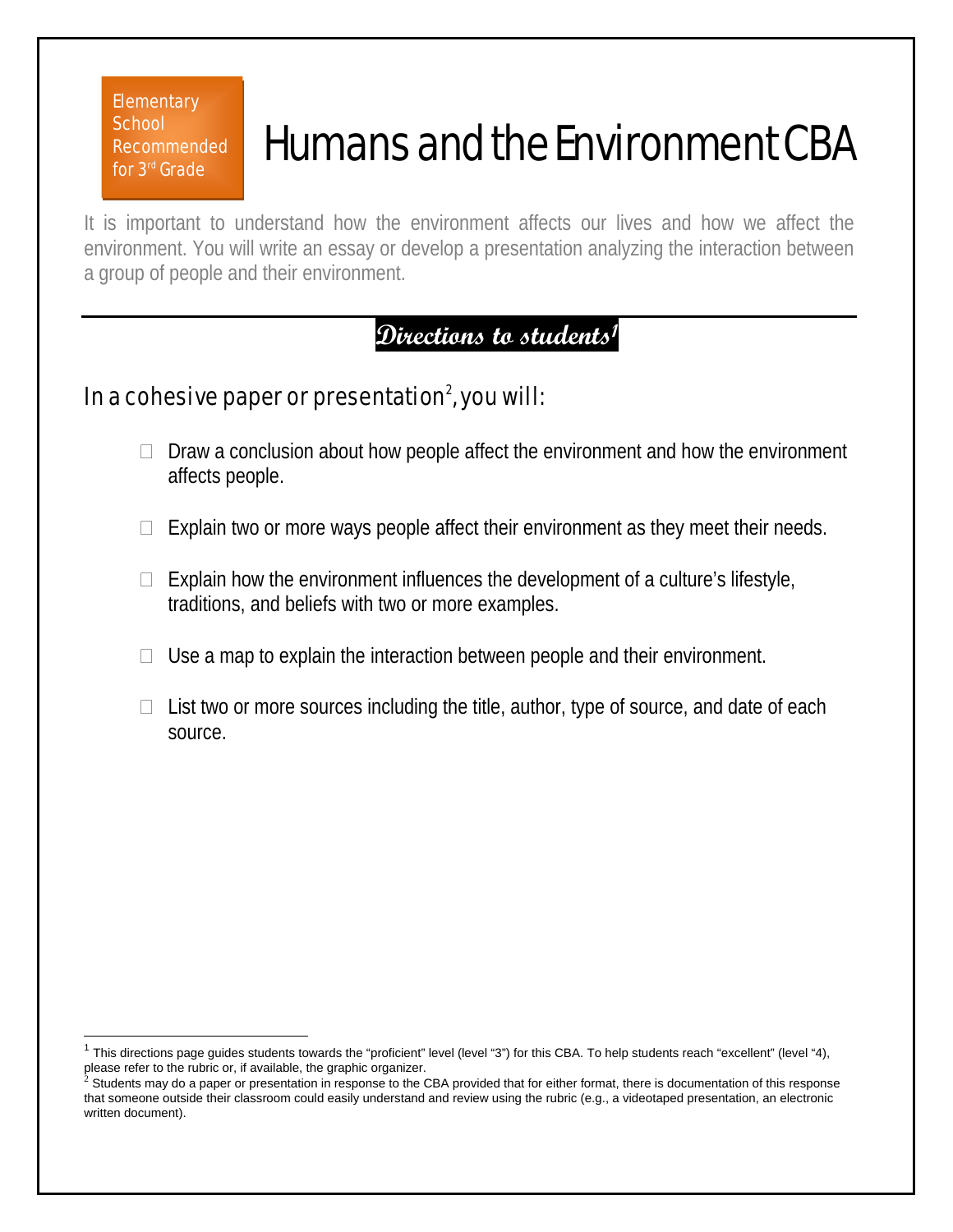Elementary School Recommended for 3rd Grade

# Humans and the Environment CBA

It is important to understand how the environment affects our lives and how we affect the environment. You will write an essay or develop a presentation analyzing the interaction between a group of people and their environment.

## Directions to students[1]

### In a cohesive paper or presentation[2], you will:

- ☐ Draw a conclusion about how people affect the environment and how the environment affects people.
- ☐ Explain two or more ways people affect their environment as they meet their needs.
- ☐ Explain how the environment influences the development of a culture's lifestyle, traditions, and beliefs with two or more examples.
- ☐ Use a map to explain the interaction between people and their environment.
- ☐ List two or more sources including the title, author, type of source, and date of each source.

---

[1] This directions page guides students towards the "proficient" level (level "3") for this CBA. To help students reach "excellent" (level "4), please refer to the rubric or, if available, the graphic organizer.

[2] Students may do a paper or presentation in response to the CBA provided that for either format, there is documentation of this response that someone outside their classroom could easily understand and review using the rubric (e.g., a videotaped presentation, an electronic written document).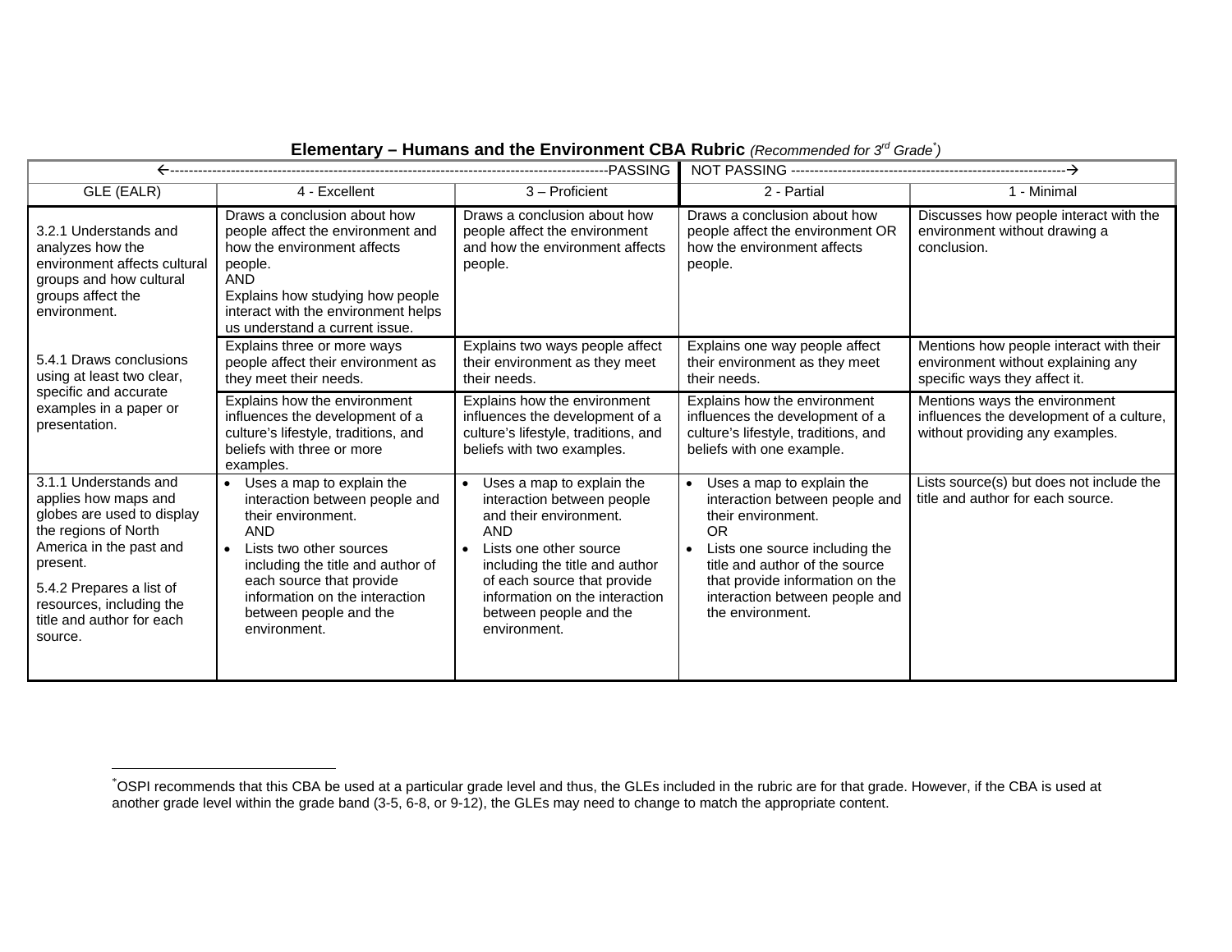**Elementary – Humans and the Environment CBA Rubric** *(Recommended for 3rd Grade*)*

| ←-------------------------------------------------------------------------------------------------PASSING | | | NOT PASSING -----------------------------------------------------------→ | |
|---|---|---|---|---|
| GLE (EALR) | 4 - Excellent | 3 – Proficient | 2 - Partial | 1 - Minimal |
| 3.2.1 Understands and analyzes how the environment affects cultural groups and how cultural groups affect the environment.<br><br>5.4.1 Draws conclusions using at least two clear, specific and accurate examples in a paper or presentation. | Draws a conclusion about how people affect the environment and how the environment affects people.<br>AND<br>Explains how studying how people interact with the environment helps us understand a current issue. | Draws a conclusion about how people affect the environment and how the environment affects people. | Draws a conclusion about how people affect the environment OR how the environment affects people. | Discusses how people interact with the environment without drawing a conclusion. |
| | Explains three or more ways people affect their environment as they meet their needs. | Explains two ways people affect their environment as they meet their needs. | Explains one way people affect their environment as they meet their needs. | Mentions how people interact with their environment without explaining any specific ways they affect it. |
| | Explains how the environment influences the development of a culture's lifestyle, traditions, and beliefs with three or more examples. | Explains how the environment influences the development of a culture's lifestyle, traditions, and beliefs with two examples. | Explains how the environment influences the development of a culture's lifestyle, traditions, and beliefs with one example. | Mentions ways the environment influences the development of a culture, without providing any examples. |
| 3.1.1 Understands and applies how maps and globes are used to display the regions of North America in the past and present.<br><br>5.4.2 Prepares a list of resources, including the title and author for each source. | • Uses a map to explain the interaction between people and their environment.<br>AND<br>• Lists two other sources including the title and author of each source that provide information on the interaction between people and the environment. | • Uses a map to explain the interaction between people and their environment.<br>AND<br>• Lists one other source including the title and author of each source that provide information on the interaction between people and the environment. | • Uses a map to explain the interaction between people and their environment.<br>OR<br>• Lists one source including the title and author of the source that provide information on the interaction between people and the environment. | Lists source(s) but does not include the title and author for each source. |

*OSPI recommends that this CBA be used at a particular grade level and thus, the GLEs included in the rubric are for that grade. However, if the CBA is used at another grade level within the grade band (3-5, 6-8, or 9-12), the GLEs may need to change to match the appropriate content.